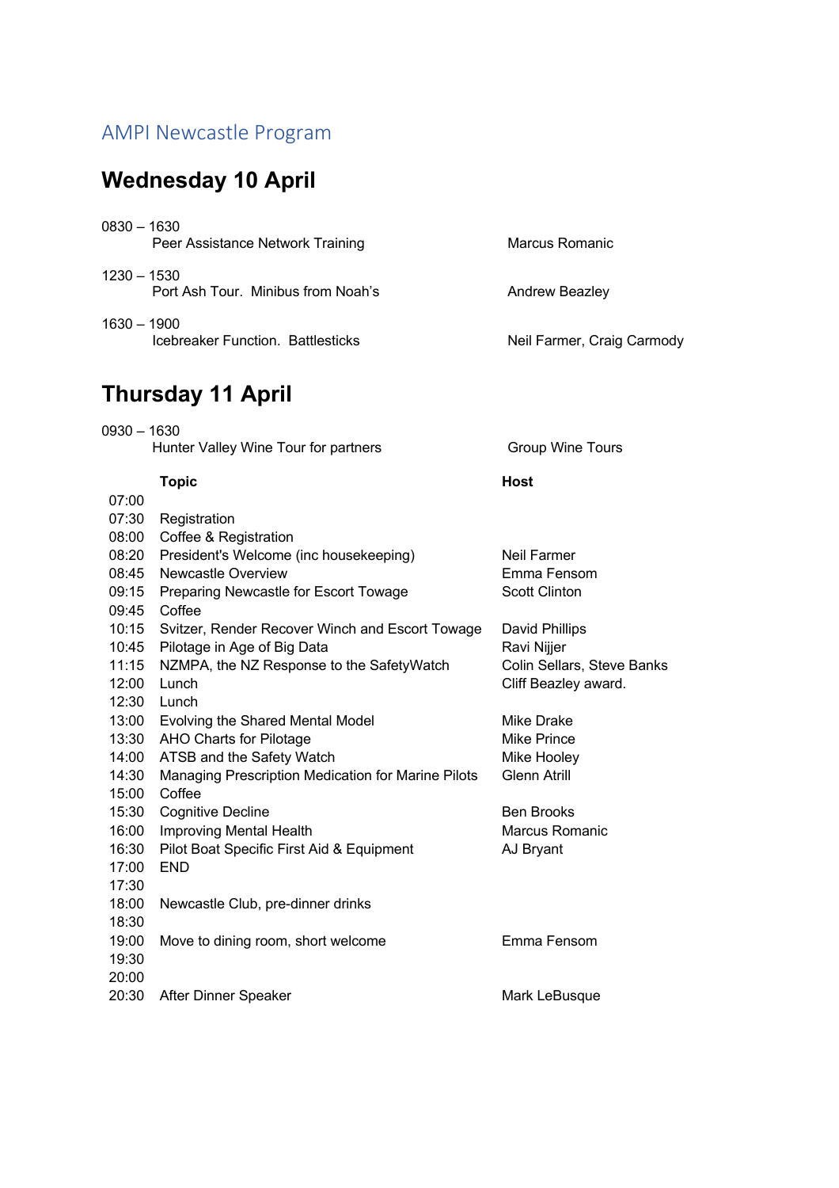## AMPI Newcastle Program

# Wednesday 10 April

0830 – 1630
Peer Assistance Network Training — Marcus Romanic

1230 – 1530
Port Ash Tour. Minibus from Noah's — Andrew Beazley

1630 – 1900
Icebreaker Function. Battlesticks — Neil Farmer, Craig Carmody

# Thursday 11 April

0930 – 1630
Hunter Valley Wine Tour for partners — Group Wine Tours

| | **Topic** | **Host** |
|---|---|---|
| 07:00 | | |
| 07:30 | Registration | |
| 08:00 | Coffee & Registration | |
| 08:20 | President's Welcome (inc housekeeping) | Neil Farmer |
| 08:45 | Newcastle Overview | Emma Fensom |
| 09:15 | Preparing Newcastle for Escort Towage | Scott Clinton |
| 09:45 | Coffee | |
| 10:15 | Svitzer, Render Recover Winch and Escort Towage | David Phillips |
| 10:45 | Pilotage in Age of Big Data | Ravi Nijjer |
| 11:15 | NZMPA, the NZ Response to the SafetyWatch | Colin Sellars, Steve Banks |
| 12:00 | Lunch | Cliff Beazley award. |
| 12:30 | Lunch | |
| 13:00 | Evolving the Shared Mental Model | Mike Drake |
| 13:30 | AHO Charts for Pilotage | Mike Prince |
| 14:00 | ATSB and the Safety Watch | Mike Hooley |
| 14:30 | Managing Prescription Medication for Marine Pilots | Glenn Atrill |
| 15:00 | Coffee | |
| 15:30 | Cognitive Decline | Ben Brooks |
| 16:00 | Improving Mental Health | Marcus Romanic |
| 16:30 | Pilot Boat Specific First Aid & Equipment | AJ Bryant |
| 17:00 | END | |
| 17:30 | | |
| 18:00 | Newcastle Club, pre-dinner drinks | |
| 18:30 | | |
| 19:00 | Move to dining room, short welcome | Emma Fensom |
| 19:30 | | |
| 20:00 | | |
| 20:30 | After Dinner Speaker | Mark LeBusque |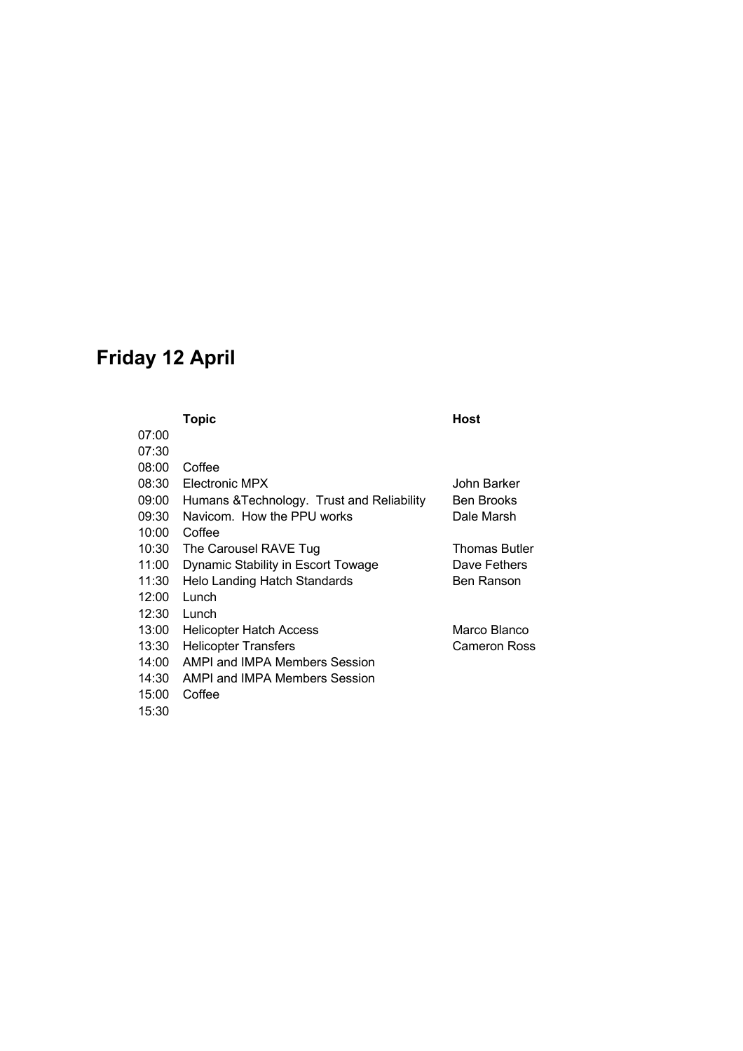## Friday 12 April

| | Topic | Host |
|---|---|---|
| 07:00 | | |
| 07:30 | | |
| 08:00 | Coffee | |
| 08:30 | Electronic MPX | John Barker |
| 09:00 | Humans &Technology.  Trust and Reliability | Ben Brooks |
| 09:30 | Navicom.  How the PPU works | Dale Marsh |
| 10:00 | Coffee | |
| 10:30 | The Carousel RAVE Tug | Thomas Butler |
| 11:00 | Dynamic Stability in Escort Towage | Dave Fethers |
| 11:30 | Helo Landing Hatch Standards | Ben Ranson |
| 12:00 | Lunch | |
| 12:30 | Lunch | |
| 13:00 | Helicopter Hatch Access | Marco Blanco |
| 13:30 | Helicopter Transfers | Cameron Ross |
| 14:00 | AMPI and IMPA Members Session | |
| 14:30 | AMPI and IMPA Members Session | |
| 15:00 | Coffee | |
| 15:30 | | |